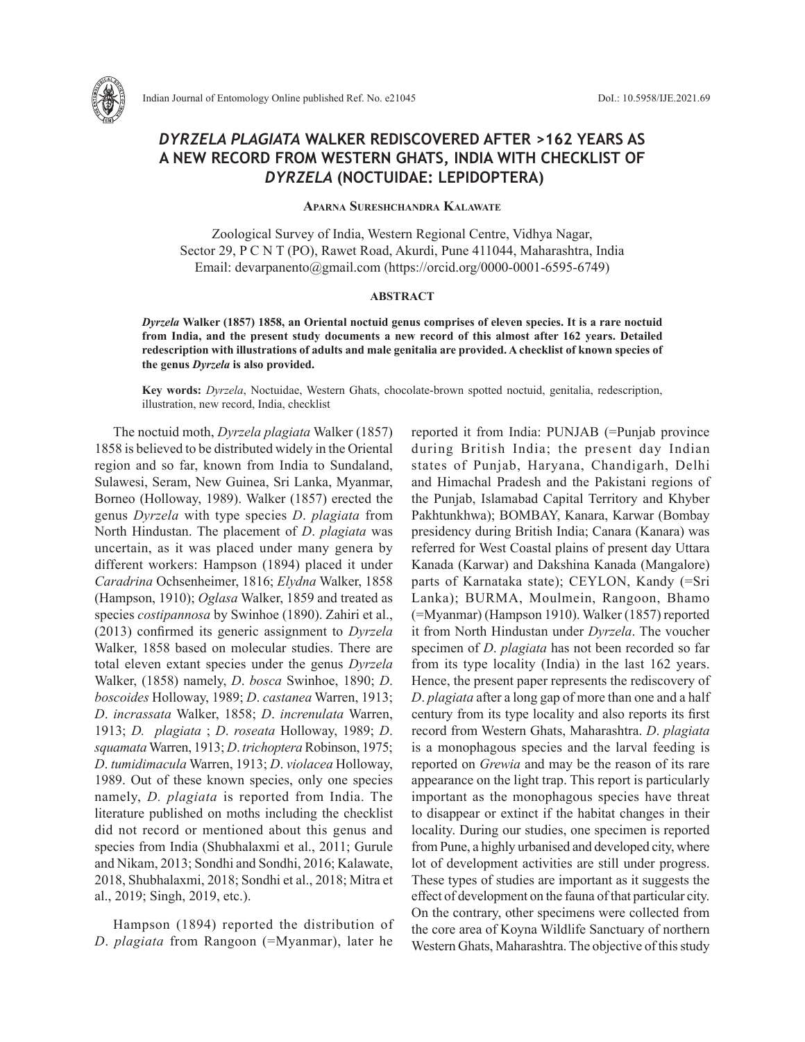# *DYRZELA PLAGIATA* WALKER REDISCOVERED AFTER >162 YEARS AS A NEW RECORD FROM WESTERN GHATS, INDIA WITH CHECKLIST OF *DYRZELA* (NOCTUIDAE: LEPIDOPTERA)

**Aparna Sureshchandra Kalawate**

Zoological Survey of India, Western Regional Centre, Vidhya Nagar, Sector 29, P C N T (PO), Rawet Road, Akurdi, Pune 411044, Maharashtra, India
Email: devarpanento@gmail.com (https://orcid.org/0000-0001-6595-6749)

## ABSTRACT

***Dyrzela* Walker (1857) 1858, an Oriental noctuid genus comprises of eleven species. It is a rare noctuid from India, and the present study documents a new record of this almost after 162 years. Detailed redescription with illustrations of adults and male genitalia are provided. A checklist of known species of the genus *Dyrzela* is also provided.**

**Key words:** *Dyrzela*, Noctuidae, Western Ghats, chocolate-brown spotted noctuid, genitalia, redescription, illustration, new record, India, checklist

The noctuid moth, *Dyrzela plagiata* Walker (1857) 1858 is believed to be distributed widely in the Oriental region and so far, known from India to Sundaland, Sulawesi, Seram, New Guinea, Sri Lanka, Myanmar, Borneo (Holloway, 1989). Walker (1857) erected the genus *Dyrzela* with type species *D. plagiata* from North Hindustan. The placement of *D. plagiata* was uncertain, as it was placed under many genera by different workers: Hampson (1894) placed it under *Caradrina* Ochsenheimer, 1816; *Elydna* Walker, 1858 (Hampson, 1910); *Oglasa* Walker, 1859 and treated as species *costipannosa* by Swinhoe (1890). Zahiri et al., (2013) confirmed its generic assignment to *Dyrzela* Walker, 1858 based on molecular studies. There are total eleven extant species under the genus *Dyrzela* Walker, (1858) namely, *D. bosca* Swinhoe, 1890; *D. boscoides* Holloway, 1989; *D. castanea* Warren, 1913; *D. incrassata* Walker, 1858; *D. increnulata* Warren, 1913; *D. plagiata* ; *D. roseata* Holloway, 1989; *D. squamata* Warren, 1913; *D. trichoptera* Robinson, 1975; *D. tumidimacula* Warren, 1913; *D. violacea* Holloway, 1989. Out of these known species, only one species namely, *D. plagiata* is reported from India. The literature published on moths including the checklist did not record or mentioned about this genus and species from India (Shubhalaxmi et al., 2011; Gurule and Nikam, 2013; Sondhi and Sondhi, 2016; Kalawate, 2018, Shubhalaxmi, 2018; Sondhi et al., 2018; Mitra et al., 2019; Singh, 2019, etc.).

Hampson (1894) reported the distribution of *D. plagiata* from Rangoon (=Myanmar), later he reported it from India: PUNJAB (=Punjab province during British India; the present day Indian states of Punjab, Haryana, Chandigarh, Delhi and Himachal Pradesh and the Pakistani regions of the Punjab, Islamabad Capital Territory and Khyber Pakhtunkhwa); BOMBAY, Kanara, Karwar (Bombay presidency during British India; Canara (Kanara) was referred for West Coastal plains of present day Uttara Kanada (Karwar) and Dakshina Kanada (Mangalore) parts of Karnataka state); CEYLON, Kandy (=Sri Lanka); BURMA, Moulmein, Rangoon, Bhamo (=Myanmar) (Hampson 1910). Walker (1857) reported it from North Hindustan under *Dyrzela*. The voucher specimen of *D. plagiata* has not been recorded so far from its type locality (India) in the last 162 years. Hence, the present paper represents the rediscovery of *D. plagiata* after a long gap of more than one and a half century from its type locality and also reports its first record from Western Ghats, Maharashtra. *D. plagiata* is a monophagous species and the larval feeding is reported on *Grewia* and may be the reason of its rare appearance on the light trap. This report is particularly important as the monophagous species have threat to disappear or extinct if the habitat changes in their locality. During our studies, one specimen is reported from Pune, a highly urbanised and developed city, where lot of development activities are still under progress. These types of studies are important as it suggests the effect of development on the fauna of that particular city. On the contrary, other specimens were collected from the core area of Koyna Wildlife Sanctuary of northern Western Ghats, Maharashtra. The objective of this study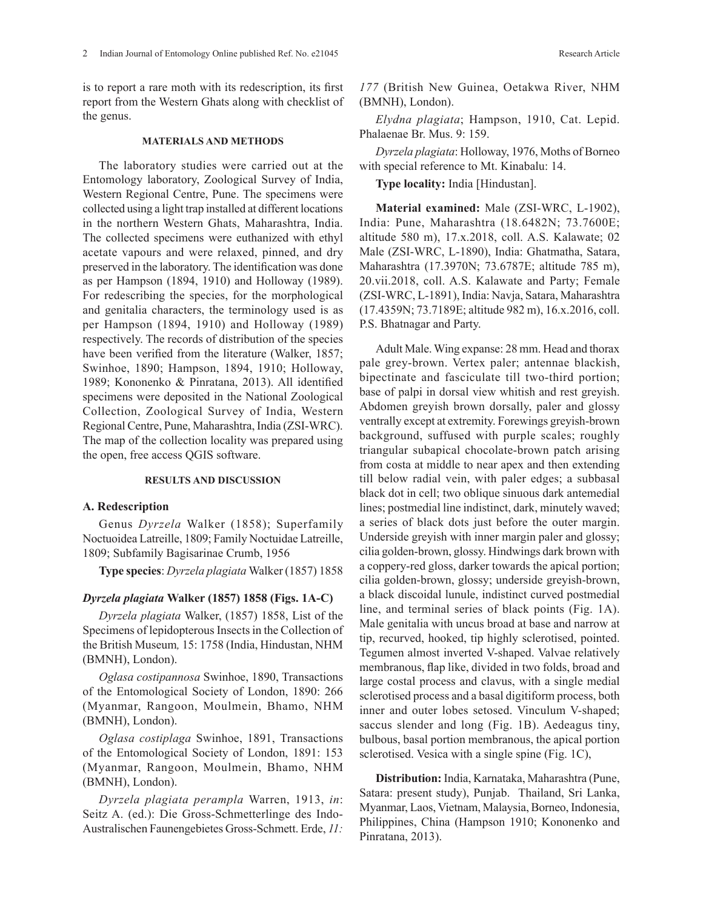is to report a rare moth with its redescription, its first report from the Western Ghats along with checklist of the genus.

## MATERIALS AND METHODS

The laboratory studies were carried out at the Entomology laboratory, Zoological Survey of India, Western Regional Centre, Pune. The specimens were collected using a light trap installed at different locations in the northern Western Ghats, Maharashtra, India. The collected specimens were euthanized with ethyl acetate vapours and were relaxed, pinned, and dry preserved in the laboratory. The identification was done as per Hampson (1894, 1910) and Holloway (1989). For redescribing the species, for the morphological and genitalia characters, the terminology used is as per Hampson (1894, 1910) and Holloway (1989) respectively. The records of distribution of the species have been verified from the literature (Walker, 1857; Swinhoe, 1890; Hampson, 1894, 1910; Holloway, 1989; Kononenko & Pinratana, 2013). All identified specimens were deposited in the National Zoological Collection, Zoological Survey of India, Western Regional Centre, Pune, Maharashtra, India (ZSI-WRC). The map of the collection locality was prepared using the open, free access QGIS software.

## RESULTS AND DISCUSSION

### A. Redescription

Genus *Dyrzela* Walker (1858); Superfamily Noctuoidea Latreille, 1809; Family Noctuidae Latreille, 1809; Subfamily Bagisarinae Crumb, 1956

**Type species**: *Dyrzela plagiata* Walker (1857) 1858

### *Dyrzela plagiata* Walker (1857) 1858 (Figs. 1A-C)

*Dyrzela plagiata* Walker, (1857) 1858, List of the Specimens of lepidopterous Insects in the Collection of the British Museum*,* 15: 1758 (India, Hindustan, NHM (BMNH), London).

*Oglasa costipannosa* Swinhoe, 1890, Transactions of the Entomological Society of London, 1890: 266 (Myanmar, Rangoon, Moulmein, Bhamo, NHM (BMNH), London).

*Oglasa costiplaga* Swinhoe, 1891, Transactions of the Entomological Society of London, 1891: 153 (Myanmar, Rangoon, Moulmein, Bhamo, NHM (BMNH), London).

*Dyrzela plagiata perampla* Warren, 1913, *in*: Seitz A. (ed.): Die Gross-Schmetterlinge des Indo-Australischen Faunengebietes Gross-Schmett. Erde, *11: 177* (British New Guinea, Oetakwa River, NHM (BMNH), London).

*Elydna plagiata*; Hampson, 1910, Cat. Lepid. Phalaenae Br. Mus. 9: 159.

*Dyrzela plagiata*: Holloway, 1976, Moths of Borneo with special reference to Mt. Kinabalu: 14.

**Type locality:** India [Hindustan].

**Material examined:** Male (ZSI-WRC, L-1902), India: Pune, Maharashtra (18.6482N; 73.7600E; altitude 580 m), 17.x.2018, coll. A.S. Kalawate; 02 Male (ZSI-WRC, L-1890), India: Ghatmatha, Satara, Maharashtra (17.3970N; 73.6787E; altitude 785 m), 20.vii.2018, coll. A.S. Kalawate and Party; Female (ZSI-WRC, L-1891), India: Navja, Satara, Maharashtra (17.4359N; 73.7189E; altitude 982 m), 16.x.2016, coll. P.S. Bhatnagar and Party.

Adult Male. Wing expanse: 28 mm. Head and thorax pale grey-brown. Vertex paler; antennae blackish, bipectinate and fasciculate till two-third portion; base of palpi in dorsal view whitish and rest greyish. Abdomen greyish brown dorsally, paler and glossy ventrally except at extremity. Forewings greyish-brown background, suffused with purple scales; roughly triangular subapical chocolate-brown patch arising from costa at middle to near apex and then extending till below radial vein, with paler edges; a subbasal black dot in cell; two oblique sinuous dark antemedial lines; postmedial line indistinct, dark, minutely waved; a series of black dots just before the outer margin. Underside greyish with inner margin paler and glossy; cilia golden-brown, glossy. Hindwings dark brown with a coppery-red gloss, darker towards the apical portion; cilia golden-brown, glossy; underside greyish-brown, a black discoidal lunule, indistinct curved postmedial line, and terminal series of black points (Fig. 1A). Male genitalia with uncus broad at base and narrow at tip, recurved, hooked, tip highly sclerotised, pointed. Tegumen almost inverted V-shaped. Valvae relatively membranous, flap like, divided in two folds, broad and large costal process and clavus, with a single medial sclerotised process and a basal digitiform process, both inner and outer lobes setosed. Vinculum V-shaped; saccus slender and long (Fig. 1B). Aedeagus tiny, bulbous, basal portion membranous, the apical portion sclerotised. Vesica with a single spine (Fig. 1C),

**Distribution:** India, Karnataka, Maharashtra (Pune, Satara: present study), Punjab. Thailand, Sri Lanka, Myanmar, Laos, Vietnam, Malaysia, Borneo, Indonesia, Philippines, China (Hampson 1910; Kononenko and Pinratana, 2013).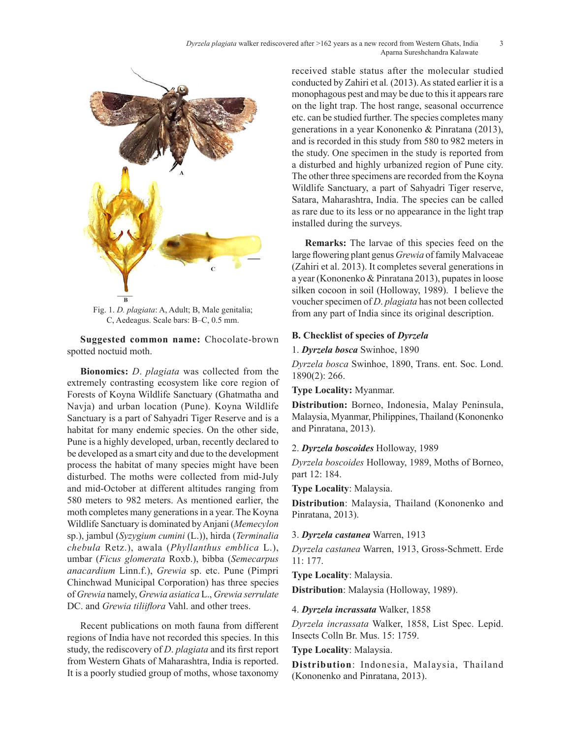Fig. 1. *D. plagiata*: A, Adult; B, Male genitalia; C, Aedeagus. Scale bars: B–C, 0.5 mm.

**Suggested common name:** Chocolate-brown spotted noctuid moth.

**Bionomics:** *D. plagiata* was collected from the extremely contrasting ecosystem like core region of Forests of Koyna Wildlife Sanctuary (Ghatmatha and Navja) and urban location (Pune). Koyna Wildlife Sanctuary is a part of Sahyadri Tiger Reserve and is a habitat for many endemic species. On the other side, Pune is a highly developed, urban, recently declared to be developed as a smart city and due to the development process the habitat of many species might have been disturbed. The moths were collected from mid-July and mid-October at different altitudes ranging from 580 meters to 982 meters. As mentioned earlier, the moth completes many generations in a year. The Koyna Wildlife Sanctuary is dominated by Anjani (*Memecylon* sp.), jambul (*Syzygium cumini* (L.)), hirda (*Terminalia chebula* Retz.), awala (*Phyllanthus emblica* L.), umbar (*Ficus glomerata* Roxb.), bibba (*Semecarpus anacardium* Linn.f.), *Grewia* sp. etc. Pune (Pimpri Chinchwad Municipal Corporation) has three species of *Grewia* namely, *Grewia asiatica* L., *Grewia serrulate* DC. and *Grewia tiliiflora* Vahl. and other trees.

Recent publications on moth fauna from different regions of India have not recorded this species. In this study, the rediscovery of *D. plagiata* and its first report from Western Ghats of Maharashtra, India is reported. It is a poorly studied group of moths, whose taxonomy received stable status after the molecular studied conducted by Zahiri et al. (2013). As stated earlier it is a monophagous pest and may be due to this it appears rare on the light trap. The host range, seasonal occurrence etc. can be studied further. The species completes many generations in a year Kononenko & Pinratana (2013), and is recorded in this study from 580 to 982 meters in the study. One specimen in the study is reported from a disturbed and highly urbanized region of Pune city. The other three specimens are recorded from the Koyna Wildlife Sanctuary, a part of Sahyadri Tiger reserve, Satara, Maharashtra, India. The species can be called as rare due to its less or no appearance in the light trap installed during the surveys.

**Remarks:** The larvae of this species feed on the large flowering plant genus *Grewia* of family Malvaceae (Zahiri et al. 2013). It completes several generations in a year (Kononenko & Pinratana 2013), pupates in loose silken cocoon in soil (Holloway, 1989). I believe the voucher specimen of *D. plagiata* has not been collected from any part of India since its original description.

### B. Checklist of species of *Dyrzela*

1. ***Dyrzela bosca*** Swinhoe, 1890

*Dyrzela bosca* Swinhoe, 1890, Trans. ent. Soc. Lond. 1890(2): 266.

**Type Locality:** Myanmar.

**Distribution:** Borneo, Indonesia, Malay Peninsula, Malaysia, Myanmar, Philippines, Thailand (Kononenko and Pinratana, 2013).

2. ***Dyrzela boscoides*** Holloway, 1989

*Dyrzela boscoides* Holloway, 1989, Moths of Borneo, part 12: 184.

**Type Locality**: Malaysia.

**Distribution**: Malaysia, Thailand (Kononenko and Pinratana, 2013).

3. ***Dyrzela castanea*** Warren, 1913

*Dyrzela castanea* Warren, 1913, Gross-Schmett. Erde 11: 177.

**Type Locality**: Malaysia.

**Distribution**: Malaysia (Holloway, 1989).

4. ***Dyrzela incrassata*** Walker, 1858

*Dyrzela incrassata* Walker, 1858, List Spec. Lepid. Insects Colln Br. Mus. 15: 1759.

**Type Locality**: Malaysia.

**Distribution**: Indonesia, Malaysia, Thailand (Kononenko and Pinratana, 2013).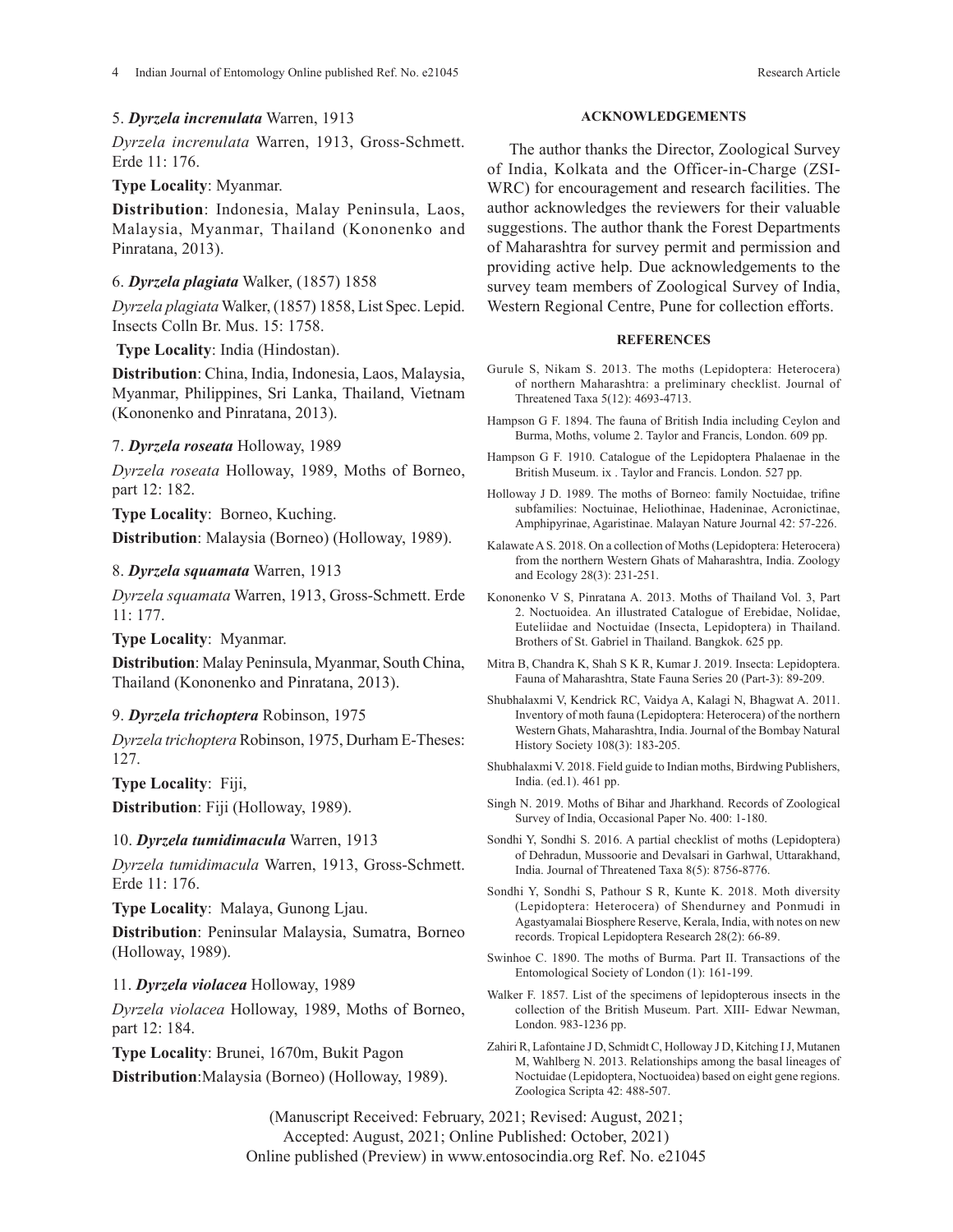5. ***Dyrzela increnulata*** Warren, 1913

*Dyrzela increnulata* Warren, 1913, Gross-Schmett. Erde 11: 176.

**Type Locality**: Myanmar.

**Distribution**: Indonesia, Malay Peninsula, Laos, Malaysia, Myanmar, Thailand (Kononenko and Pinratana, 2013).

6. ***Dyrzela plagiata*** Walker, (1857) 1858

*Dyrzela plagiata* Walker, (1857) 1858, List Spec. Lepid. Insects Colln Br. Mus. 15: 1758.

**Type Locality**: India (Hindostan).

**Distribution**: China, India, Indonesia, Laos, Malaysia, Myanmar, Philippines, Sri Lanka, Thailand, Vietnam (Kononenko and Pinratana, 2013).

7. ***Dyrzela roseata*** Holloway, 1989

*Dyrzela roseata* Holloway, 1989, Moths of Borneo, part 12: 182.

**Type Locality**: Borneo, Kuching.

**Distribution**: Malaysia (Borneo) (Holloway, 1989).

8. ***Dyrzela squamata*** Warren, 1913

*Dyrzela squamata* Warren, 1913, Gross-Schmett. Erde 11: 177.

**Type Locality**: Myanmar.

**Distribution**: Malay Peninsula, Myanmar, South China, Thailand (Kononenko and Pinratana, 2013).

9. ***Dyrzela trichoptera*** Robinson, 1975

*Dyrzela trichoptera* Robinson, 1975, Durham E-Theses: 127.

**Type Locality**: Fiji,

**Distribution**: Fiji (Holloway, 1989).

10. ***Dyrzela tumidimacula*** Warren, 1913

*Dyrzela tumidimacula* Warren, 1913, Gross-Schmett. Erde 11: 176.

**Type Locality**: Malaya, Gunong Ljau.

**Distribution**: Peninsular Malaysia, Sumatra, Borneo (Holloway, 1989).

11. ***Dyrzela violacea*** Holloway, 1989

*Dyrzela violacea* Holloway, 1989, Moths of Borneo, part 12: 184.

**Type Locality**: Brunei, 1670m, Bukit Pagon

**Distribution**:Malaysia (Borneo) (Holloway, 1989).

## ACKNOWLEDGEMENTS

The author thanks the Director, Zoological Survey of India, Kolkata and the Officer-in-Charge (ZSI-WRC) for encouragement and research facilities. The author acknowledges the reviewers for their valuable suggestions. The author thank the Forest Departments of Maharashtra for survey permit and permission and providing active help. Due acknowledgements to the survey team members of Zoological Survey of India, Western Regional Centre, Pune for collection efforts.

## REFERENCES

Gurule S, Nikam S. 2013. The moths (Lepidoptera: Heterocera) of northern Maharashtra: a preliminary checklist. Journal of Threatened Taxa 5(12): 4693-4713.

Hampson G F. 1894. The fauna of British India including Ceylon and Burma, Moths, volume 2. Taylor and Francis, London. 609 pp.

Hampson G F. 1910. Catalogue of the Lepidoptera Phalaenae in the British Museum. ix . Taylor and Francis. London. 527 pp.

Holloway J D. 1989. The moths of Borneo: family Noctuidae, trifine subfamilies: Noctuinae, Heliothinae, Hadeninae, Acronictinae, Amphipyrinae, Agaristinae. Malayan Nature Journal 42: 57-226.

Kalawate A S. 2018. On a collection of Moths (Lepidoptera: Heterocera) from the northern Western Ghats of Maharashtra, India. Zoology and Ecology 28(3): 231-251.

Kononenko V S, Pinratana A. 2013. Moths of Thailand Vol. 3, Part 2. Noctuoidea. An illustrated Catalogue of Erebidae, Nolidae, Euteliidae and Noctuidae (Insecta, Lepidoptera) in Thailand. Brothers of St. Gabriel in Thailand. Bangkok. 625 pp.

Mitra B, Chandra K, Shah S K R, Kumar J. 2019. Insecta: Lepidoptera. Fauna of Maharashtra, State Fauna Series 20 (Part-3): 89-209.

Shubhalaxmi V, Kendrick RC, Vaidya A, Kalagi N, Bhagwat A. 2011. Inventory of moth fauna (Lepidoptera: Heterocera) of the northern Western Ghats, Maharashtra, India. Journal of the Bombay Natural History Society 108(3): 183-205.

Shubhalaxmi V. 2018. Field guide to Indian moths, Birdwing Publishers, India. (ed.1). 461 pp.

Singh N. 2019. Moths of Bihar and Jharkhand. Records of Zoological Survey of India, Occasional Paper No. 400: 1-180.

Sondhi Y, Sondhi S. 2016. A partial checklist of moths (Lepidoptera) of Dehradun, Mussoorie and Devalsari in Garhwal, Uttarakhand, India. Journal of Threatened Taxa 8(5): 8756-8776.

Sondhi Y, Sondhi S, Pathour S R, Kunte K. 2018. Moth diversity (Lepidoptera: Heterocera) of Shendurney and Ponmudi in Agastyamalai Biosphere Reserve, Kerala, India, with notes on new records. Tropical Lepidoptera Research 28(2): 66-89.

Swinhoe C. 1890. The moths of Burma. Part II. Transactions of the Entomological Society of London (1): 161-199.

Walker F. 1857. List of the specimens of lepidopterous insects in the collection of the British Museum. Part. XIII- Edwar Newman, London. 983-1236 pp.

Zahiri R, Lafontaine J D, Schmidt C, Holloway J D, Kitching I J, Mutanen M, Wahlberg N. 2013. Relationships among the basal lineages of Noctuidae (Lepidoptera, Noctuoidea) based on eight gene regions. Zoologica Scripta 42: 488-507.

(Manuscript Received: February, 2021; Revised: August, 2021; Accepted: August, 2021; Online Published: October, 2021)
Online published (Preview) in www.entosocindia.org Ref. No. e21045